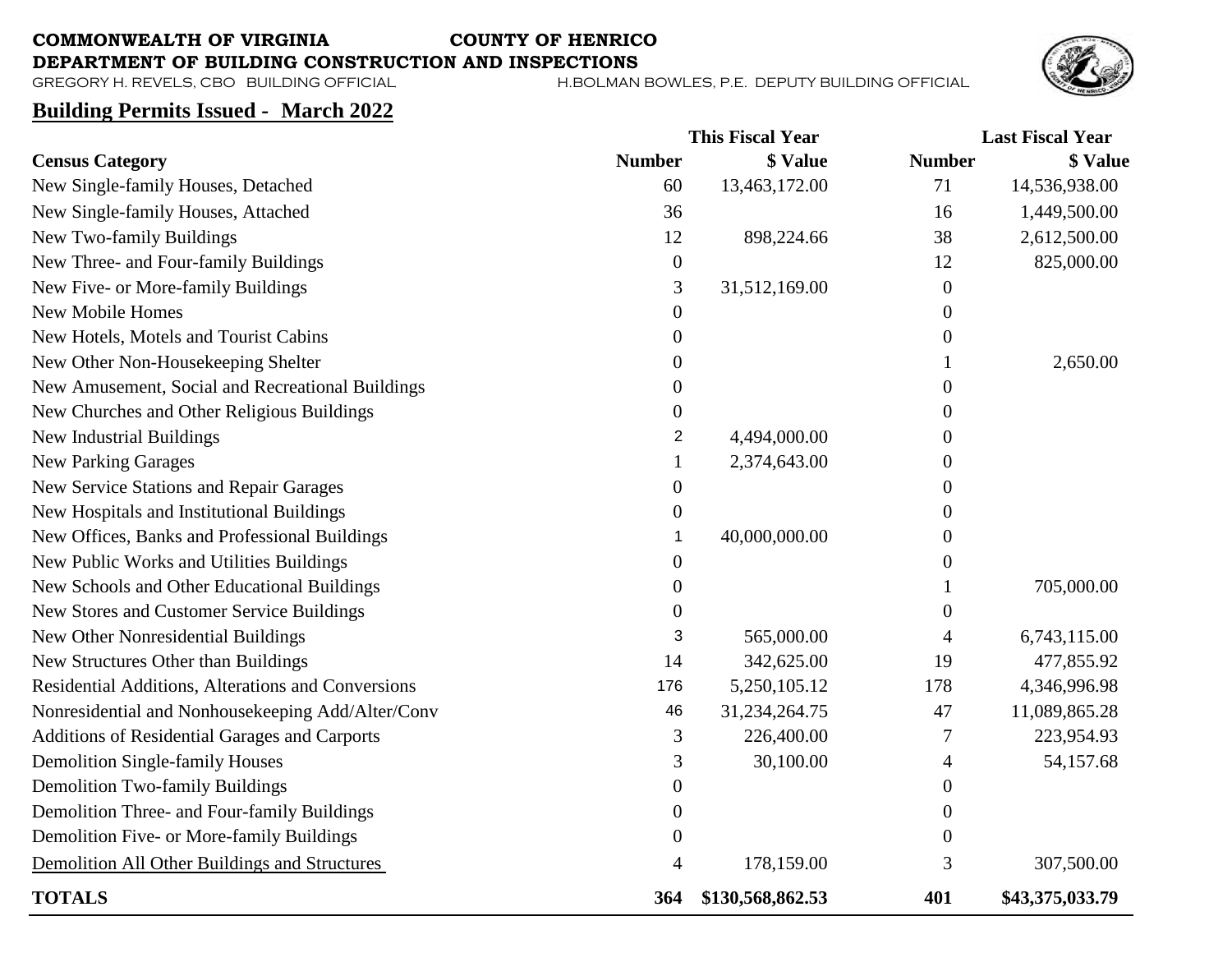**COMMONWEALTH OF VIRGINIA** **COUNTY OF HENRICO**
**DEPARTMENT OF BUILDING CONSTRUCTION AND INSPECTIONS**
GREGORY H. REVELS, CBO BUILDING OFFICIAL H.BOLMAN BOWLES, P.E. DEPUTY BUILDING OFFICIAL

## Building Permits Issued - March 2022

| | This Fiscal Year | | Last Fiscal Year | |
|---|---|---|---|---|
| **Census Category** | **Number** | **$ Value** | **Number** | **$ Value** |
| New Single-family Houses, Detached | 60 | 13,463,172.00 | 71 | 14,536,938.00 |
| New Single-family Houses, Attached | 36 | | 16 | 1,449,500.00 |
| New Two-family Buildings | 12 | 898,224.66 | 38 | 2,612,500.00 |
| New Three- and Four-family Buildings | 0 | | 12 | 825,000.00 |
| New Five- or More-family Buildings | 3 | 31,512,169.00 | 0 | |
| New Mobile Homes | 0 | | 0 | |
| New Hotels, Motels and Tourist Cabins | 0 | | 0 | |
| New Other Non-Housekeeping Shelter | 0 | | 1 | 2,650.00 |
| New Amusement, Social and Recreational Buildings | 0 | | 0 | |
| New Churches and Other Religious Buildings | 0 | | 0 | |
| New Industrial Buildings | 2 | 4,494,000.00 | 0 | |
| New Parking Garages | 1 | 2,374,643.00 | 0 | |
| New Service Stations and Repair Garages | 0 | | 0 | |
| New Hospitals and Institutional Buildings | 0 | | 0 | |
| New Offices, Banks and Professional Buildings | 1 | 40,000,000.00 | 0 | |
| New Public Works and Utilities Buildings | 0 | | 0 | |
| New Schools and Other Educational Buildings | 0 | | 1 | 705,000.00 |
| New Stores and Customer Service Buildings | 0 | | 0 | |
| New Other Nonresidential Buildings | 3 | 565,000.00 | 4 | 6,743,115.00 |
| New Structures Other than Buildings | 14 | 342,625.00 | 19 | 477,855.92 |
| Residential Additions, Alterations and Conversions | 176 | 5,250,105.12 | 178 | 4,346,996.98 |
| Nonresidential and Nonhousekeeping Add/Alter/Conv | 46 | 31,234,264.75 | 47 | 11,089,865.28 |
| Additions of Residential Garages and Carports | 3 | 226,400.00 | 7 | 223,954.93 |
| Demolition Single-family Houses | 3 | 30,100.00 | 4 | 54,157.68 |
| Demolition Two-family Buildings | 0 | | 0 | |
| Demolition Three- and Four-family Buildings | 0 | | 0 | |
| Demolition Five- or More-family Buildings | 0 | | 0 | |
| Demolition All Other Buildings and Structures | 4 | 178,159.00 | 3 | 307,500.00 |
| **TOTALS** | **364** | **$130,568,862.53** | **401** | **$43,375,033.79** |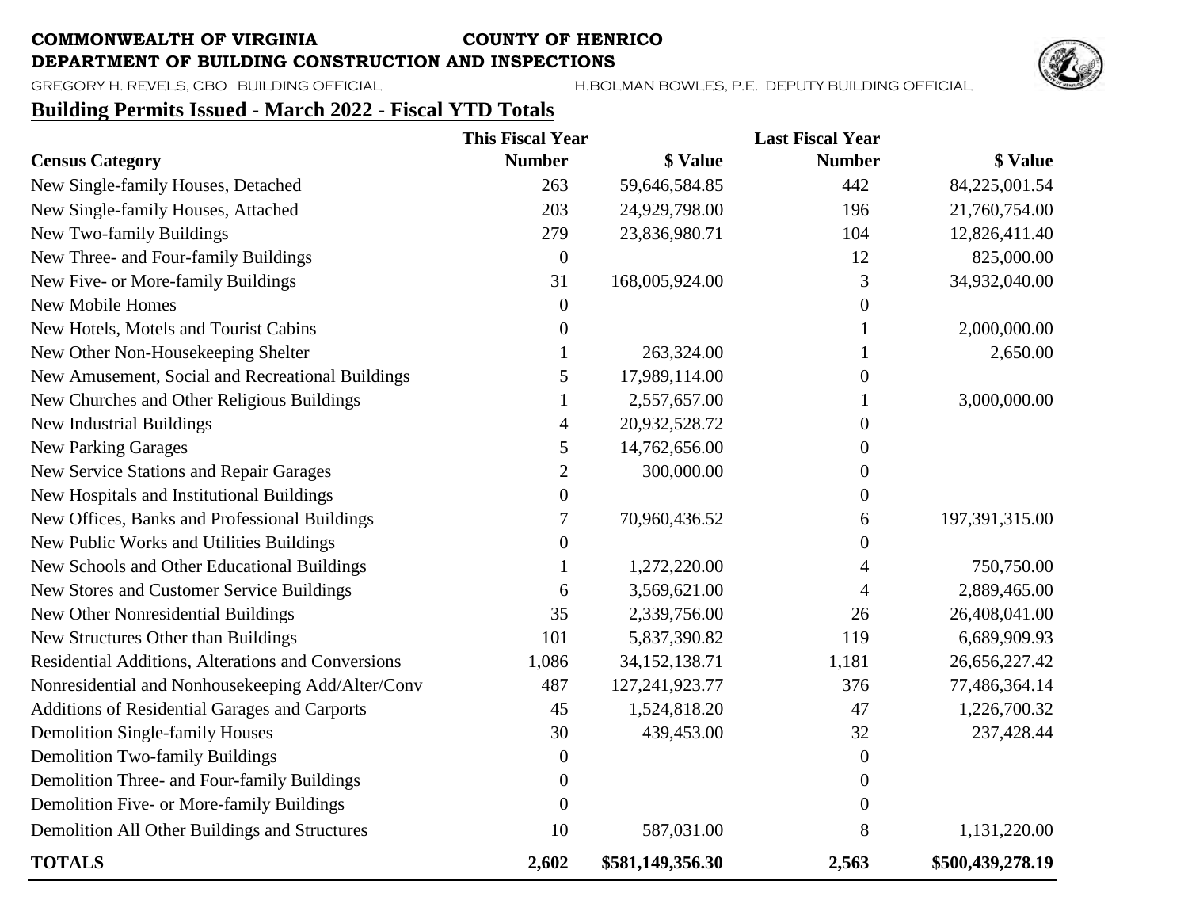**COMMONWEALTH OF VIRGINIA** **COUNTY OF HENRICO**

**DEPARTMENT OF BUILDING CONSTRUCTION AND INSPECTIONS**

GREGORY H. REVELS, CBO BUILDING OFFICIAL H.BOLMAN BOWLES, P.E. DEPUTY BUILDING OFFICIAL

## Building Permits Issued - March 2022 - Fiscal YTD Totals

| | This Fiscal Year | | Last Fiscal Year | |
|---|---|---|---|---|
| **Census Category** | **Number** | **$ Value** | **Number** | **$ Value** |
| New Single-family Houses, Detached | 263 | 59,646,584.85 | 442 | 84,225,001.54 |
| New Single-family Houses, Attached | 203 | 24,929,798.00 | 196 | 21,760,754.00 |
| New Two-family Buildings | 279 | 23,836,980.71 | 104 | 12,826,411.40 |
| New Three- and Four-family Buildings | 0 | | 12 | 825,000.00 |
| New Five- or More-family Buildings | 31 | 168,005,924.00 | 3 | 34,932,040.00 |
| New Mobile Homes | 0 | | 0 | |
| New Hotels, Motels and Tourist Cabins | 0 | | 1 | 2,000,000.00 |
| New Other Non-Housekeeping Shelter | 1 | 263,324.00 | 1 | 2,650.00 |
| New Amusement, Social and Recreational Buildings | 5 | 17,989,114.00 | 0 | |
| New Churches and Other Religious Buildings | 1 | 2,557,657.00 | 1 | 3,000,000.00 |
| New Industrial Buildings | 4 | 20,932,528.72 | 0 | |
| New Parking Garages | 5 | 14,762,656.00 | 0 | |
| New Service Stations and Repair Garages | 2 | 300,000.00 | 0 | |
| New Hospitals and Institutional Buildings | 0 | | 0 | |
| New Offices, Banks and Professional Buildings | 7 | 70,960,436.52 | 6 | 197,391,315.00 |
| New Public Works and Utilities Buildings | 0 | | 0 | |
| New Schools and Other Educational Buildings | 1 | 1,272,220.00 | 4 | 750,750.00 |
| New Stores and Customer Service Buildings | 6 | 3,569,621.00 | 4 | 2,889,465.00 |
| New Other Nonresidential Buildings | 35 | 2,339,756.00 | 26 | 26,408,041.00 |
| New Structures Other than Buildings | 101 | 5,837,390.82 | 119 | 6,689,909.93 |
| Residential Additions, Alterations and Conversions | 1,086 | 34,152,138.71 | 1,181 | 26,656,227.42 |
| Nonresidential and Nonhousekeeping Add/Alter/Conv | 487 | 127,241,923.77 | 376 | 77,486,364.14 |
| Additions of Residential Garages and Carports | 45 | 1,524,818.20 | 47 | 1,226,700.32 |
| Demolition Single-family Houses | 30 | 439,453.00 | 32 | 237,428.44 |
| Demolition Two-family Buildings | 0 | | 0 | |
| Demolition Three- and Four-family Buildings | 0 | | 0 | |
| Demolition Five- or More-family Buildings | 0 | | 0 | |
| Demolition All Other Buildings and Structures | 10 | 587,031.00 | 8 | 1,131,220.00 |
| **TOTALS** | **2,602** | **$581,149,356.30** | **2,563** | **$500,439,278.19** |